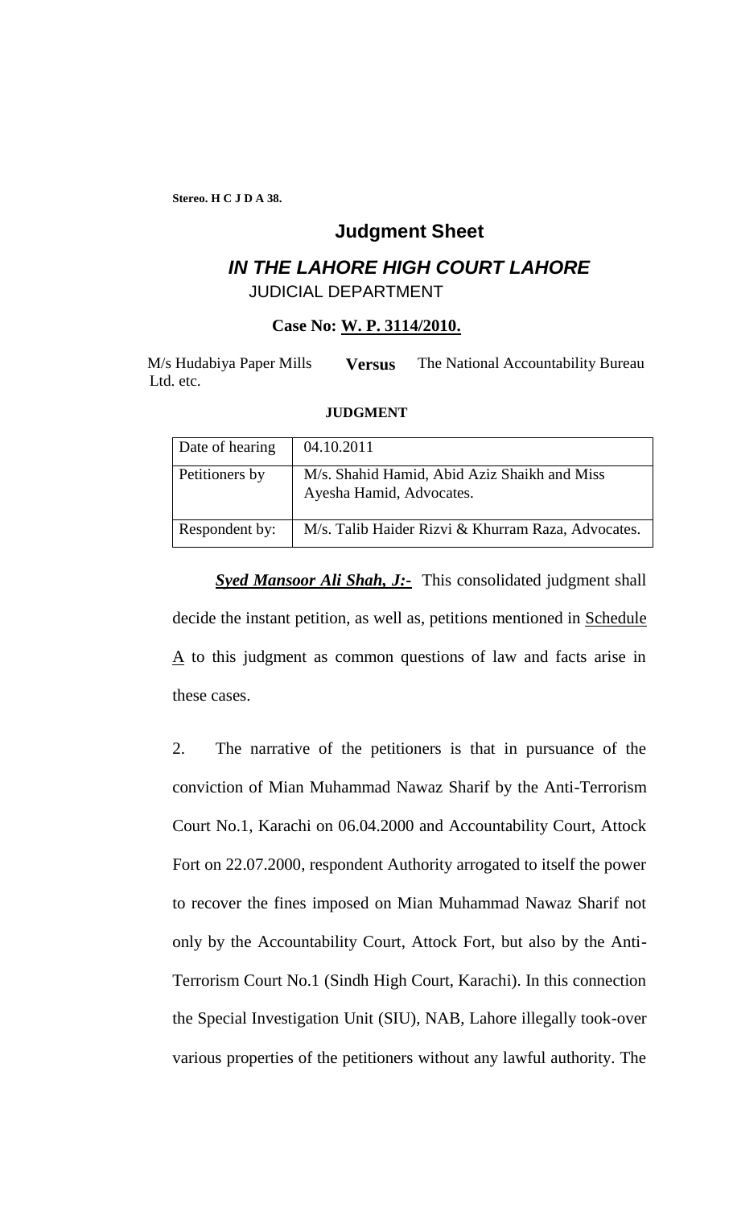**Stereo. H C J D A 38.**

## Judgment Sheet

## *IN THE LAHORE HIGH COURT LAHORE*

JUDICIAL DEPARTMENT

**Case No: W. P. 3114/2010.**

M/s Hudabiya Paper Mills Ltd. etc. **Versus** The National Accountability Bureau

**JUDGMENT**

| Date of hearing | 04.10.2011 |
|---|---|
| Petitioners by | M/s. Shahid Hamid, Abid Aziz Shaikh and Miss Ayesha Hamid, Advocates. |
| Respondent by: | M/s. Talib Haider Rizvi & Khurram Raza, Advocates. |

***Syed Mansoor Ali Shah, J:-*** This consolidated judgment shall decide the instant petition, as well as, petitions mentioned in Schedule A to this judgment as common questions of law and facts arise in these cases.

2. The narrative of the petitioners is that in pursuance of the conviction of Mian Muhammad Nawaz Sharif by the Anti-Terrorism Court No.1, Karachi on 06.04.2000 and Accountability Court, Attock Fort on 22.07.2000, respondent Authority arrogated to itself the power to recover the fines imposed on Mian Muhammad Nawaz Sharif not only by the Accountability Court, Attock Fort, but also by the Anti-Terrorism Court No.1 (Sindh High Court, Karachi). In this connection the Special Investigation Unit (SIU), NAB, Lahore illegally took-over various properties of the petitioners without any lawful authority. The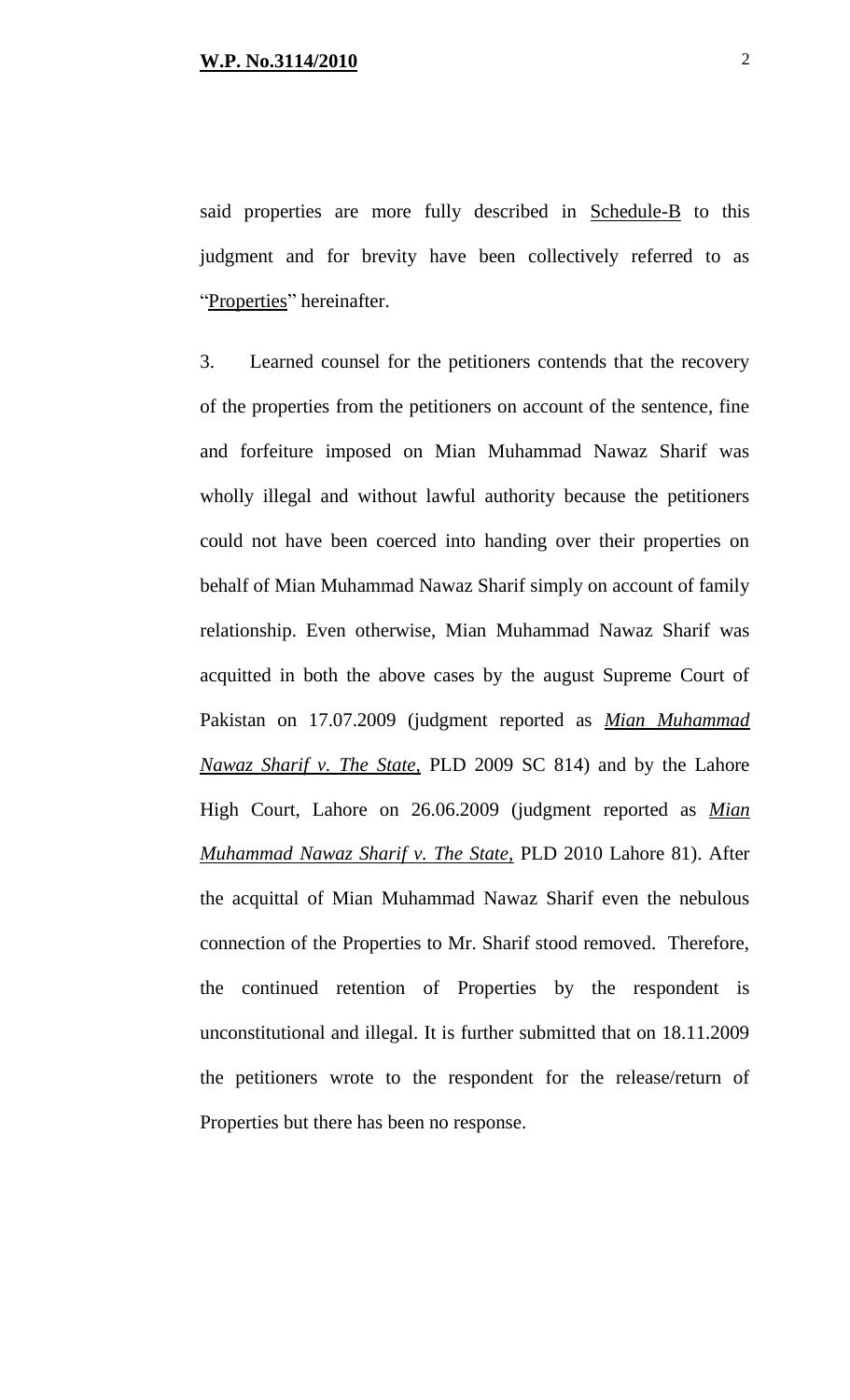said properties are more fully described in Schedule-B to this judgment and for brevity have been collectively referred to as "Properties" hereinafter.

3. Learned counsel for the petitioners contends that the recovery of the properties from the petitioners on account of the sentence, fine and forfeiture imposed on Mian Muhammad Nawaz Sharif was wholly illegal and without lawful authority because the petitioners could not have been coerced into handing over their properties on behalf of Mian Muhammad Nawaz Sharif simply on account of family relationship. Even otherwise, Mian Muhammad Nawaz Sharif was acquitted in both the above cases by the august Supreme Court of Pakistan on 17.07.2009 (judgment reported as ***Mian Muhammad Nawaz Sharif v. The State,*** PLD 2009 SC 814) and by the Lahore High Court, Lahore on 26.06.2009 (judgment reported as ***Mian Muhammad Nawaz Sharif v. The State,*** PLD 2010 Lahore 81). After the acquittal of Mian Muhammad Nawaz Sharif even the nebulous connection of the Properties to Mr. Sharif stood removed. Therefore, the continued retention of Properties by the respondent is unconstitutional and illegal. It is further submitted that on 18.11.2009 the petitioners wrote to the respondent for the release/return of Properties but there has been no response.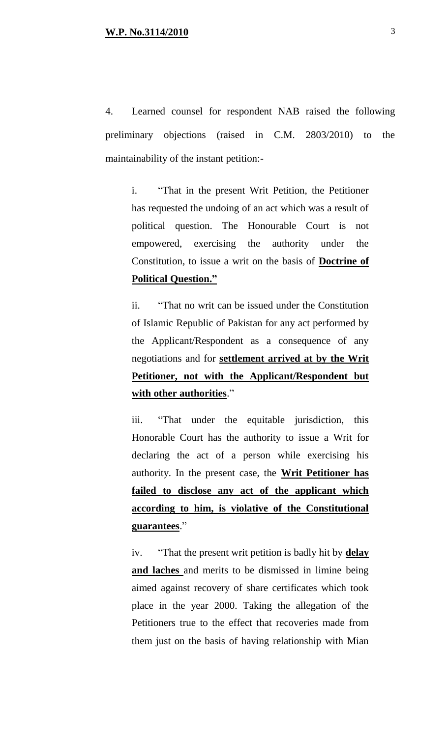4. Learned counsel for respondent NAB raised the following preliminary objections (raised in C.M. 2803/2010) to the maintainability of the instant petition:-

> i. "That in the present Writ Petition, the Petitioner has requested the undoing of an act which was a result of political question. The Honourable Court is not empowered, exercising the authority under the Constitution, to issue a writ on the basis of **Doctrine of Political Question."**
>
> ii. "That no writ can be issued under the Constitution of Islamic Republic of Pakistan for any act performed by the Applicant/Respondent as a consequence of any negotiations and for **settlement arrived at by the Writ Petitioner, not with the Applicant/Respondent but with other authorities**."
>
> iii. "That under the equitable jurisdiction, this Honorable Court has the authority to issue a Writ for declaring the act of a person while exercising his authority. In the present case, the **Writ Petitioner has failed to disclose any act of the applicant which according to him, is violative of the Constitutional guarantees**."
>
> iv. "That the present writ petition is badly hit by **delay and laches** and merits to be dismissed in limine being aimed against recovery of share certificates which took place in the year 2000. Taking the allegation of the Petitioners true to the effect that recoveries made from them just on the basis of having relationship with Mian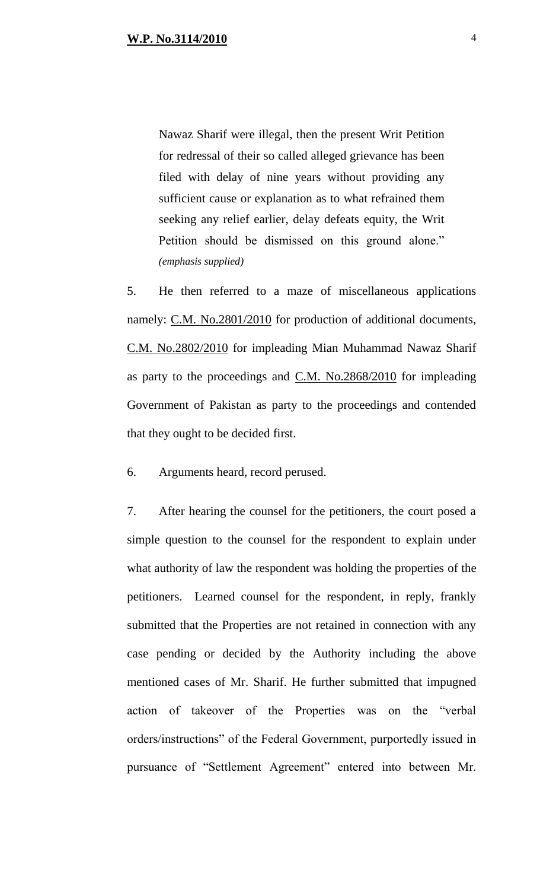> Nawaz Sharif were illegal, then the present Writ Petition for redressal of their so called alleged grievance has been filed with delay of nine years without providing any sufficient cause or explanation as to what refrained them seeking any relief earlier, delay defeats equity, the Writ Petition should be dismissed on this ground alone." *(emphasis supplied)*

5. He then referred to a maze of miscellaneous applications namely: C.M. No.2801/2010 for production of additional documents, C.M. No.2802/2010 for impleading Mian Muhammad Nawaz Sharif as party to the proceedings and C.M. No.2868/2010 for impleading Government of Pakistan as party to the proceedings and contended that they ought to be decided first.

6. Arguments heard, record perused.

7. After hearing the counsel for the petitioners, the court posed a simple question to the counsel for the respondent to explain under what authority of law the respondent was holding the properties of the petitioners. Learned counsel for the respondent, in reply, frankly submitted that the Properties are not retained in connection with any case pending or decided by the Authority including the above mentioned cases of Mr. Sharif. He further submitted that impugned action of takeover of the Properties was on the "verbal orders/instructions" of the Federal Government, purportedly issued in pursuance of "Settlement Agreement" entered into between Mr.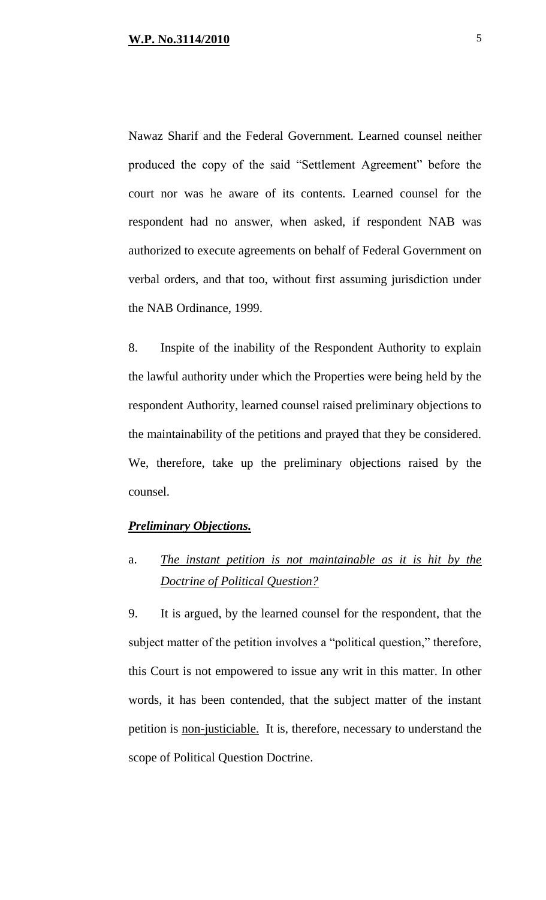Nawaz Sharif and the Federal Government. Learned counsel neither produced the copy of the said "Settlement Agreement" before the court nor was he aware of its contents. Learned counsel for the respondent had no answer, when asked, if respondent NAB was authorized to execute agreements on behalf of Federal Government on verbal orders, and that too, without first assuming jurisdiction under the NAB Ordinance, 1999.

8. Inspite of the inability of the Respondent Authority to explain the lawful authority under which the Properties were being held by the respondent Authority, learned counsel raised preliminary objections to the maintainability of the petitions and prayed that they be considered. We, therefore, take up the preliminary objections raised by the counsel.

***<u>Preliminary Objections.</u>***

a. *<u>The instant petition is not maintainable as it is hit by the Doctrine of Political Question?</u>*

9. It is argued, by the learned counsel for the respondent, that the subject matter of the petition involves a "political question," therefore, this Court is not empowered to issue any writ in this matter. In other words, it has been contended, that the subject matter of the instant petition is <u>non-justiciable.</u> It is, therefore, necessary to understand the scope of Political Question Doctrine.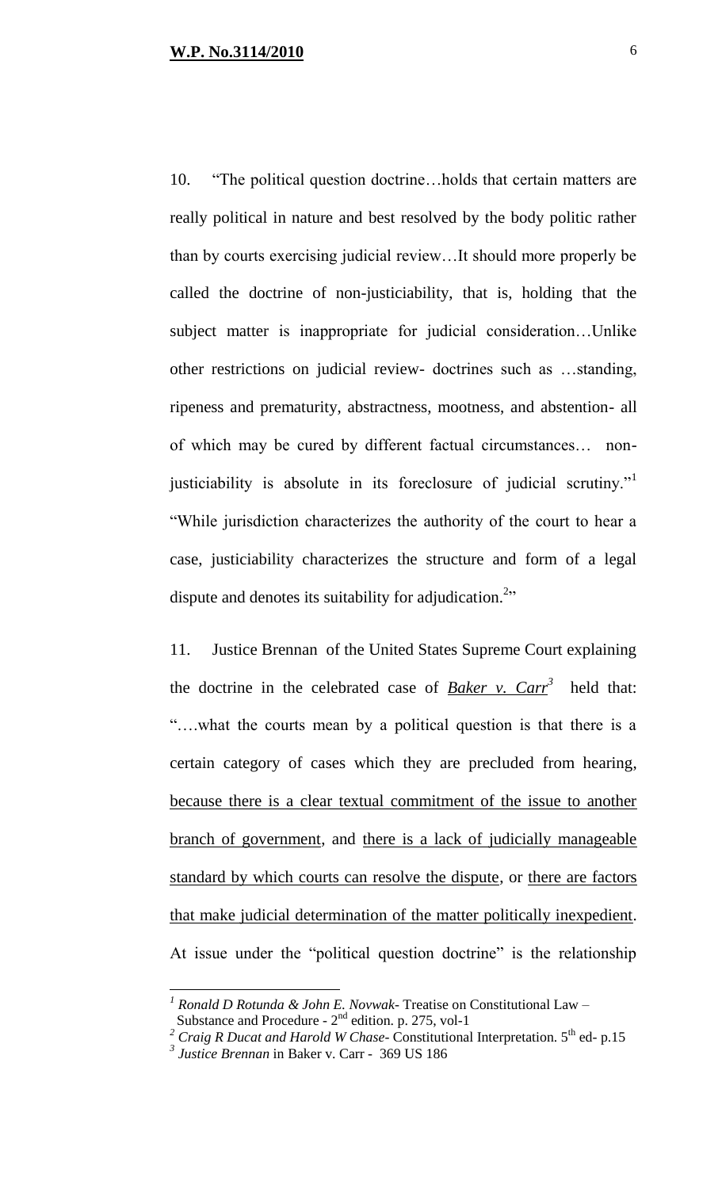10. "The political question doctrine…holds that certain matters are really political in nature and best resolved by the body politic rather than by courts exercising judicial review…It should more properly be called the doctrine of non-justiciability, that is, holding that the subject matter is inappropriate for judicial consideration…Unlike other restrictions on judicial review- doctrines such as …standing, ripeness and prematurity, abstractness, mootness, and abstention- all of which may be cured by different factual circumstances… non-justiciability is absolute in its foreclosure of judicial scrutiny."[1] "While jurisdiction characterizes the authority of the court to hear a case, justiciability characterizes the structure and form of a legal dispute and denotes its suitability for adjudication.[2]"

11. Justice Brennan of the United States Supreme Court explaining the doctrine in the celebrated case of ***Baker v. Carr***[3] held that: "….what the courts mean by a political question is that there is a certain category of cases which they are precluded from hearing, <u>because there is a clear textual commitment of the issue to another branch of government</u>, and <u>there is a lack of judicially manageable standard by which courts can resolve the dispute</u>, or <u>there are factors that make judicial determination of the matter politically inexpedient</u>. At issue under the "political question doctrine" is the relationship

---

[1] *Ronald D Rotunda & John E. Novwak*- Treatise on Constitutional Law – Substance and Procedure - 2nd edition. p. 275, vol-1

[2] *Craig R Ducat and Harold W Chase*- Constitutional Interpretation. 5th ed- p.15

[3] *Justice Brennan* in Baker v. Carr - 369 US 186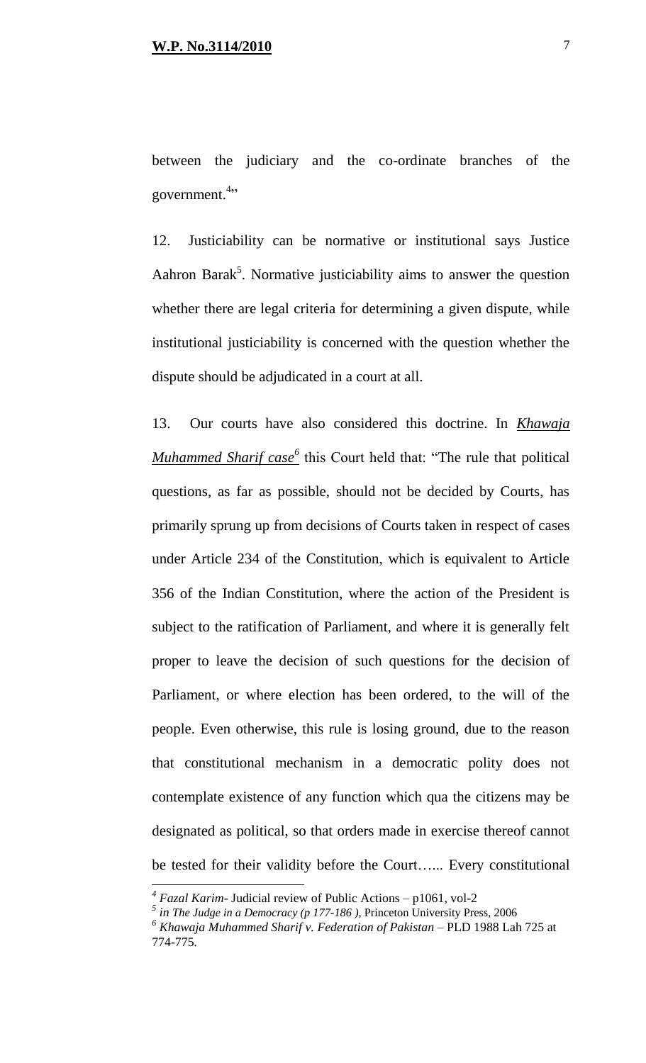between the judiciary and the co-ordinate branches of the government.[4]"

12. Justiciability can be normative or institutional says Justice Aahron Barak[5]. Normative justiciability aims to answer the question whether there are legal criteria for determining a given dispute, while institutional justiciability is concerned with the question whether the dispute should be adjudicated in a court at all.

13. Our courts have also considered this doctrine. In *Khawaja Muhammed Sharif case*[6] this Court held that: "The rule that political questions, as far as possible, should not be decided by Courts, has primarily sprung up from decisions of Courts taken in respect of cases under Article 234 of the Constitution, which is equivalent to Article 356 of the Indian Constitution, where the action of the President is subject to the ratification of Parliament, and where it is generally felt proper to leave the decision of such questions for the decision of Parliament, or where election has been ordered, to the will of the people. Even otherwise, this rule is losing ground, due to the reason that constitutional mechanism in a democratic polity does not contemplate existence of any function which qua the citizens may be designated as political, so that orders made in exercise thereof cannot be tested for their validity before the Court…... Every constitutional

---

[4] *Fazal Karim*- Judicial review of Public Actions – p1061, vol-2

[5] *in The Judge in a Democracy (p 177-186 ),* Princeton University Press, 2006

[6] *Khawaja Muhammed Sharif v. Federation of Pakistan* – PLD 1988 Lah 725 at 774-775.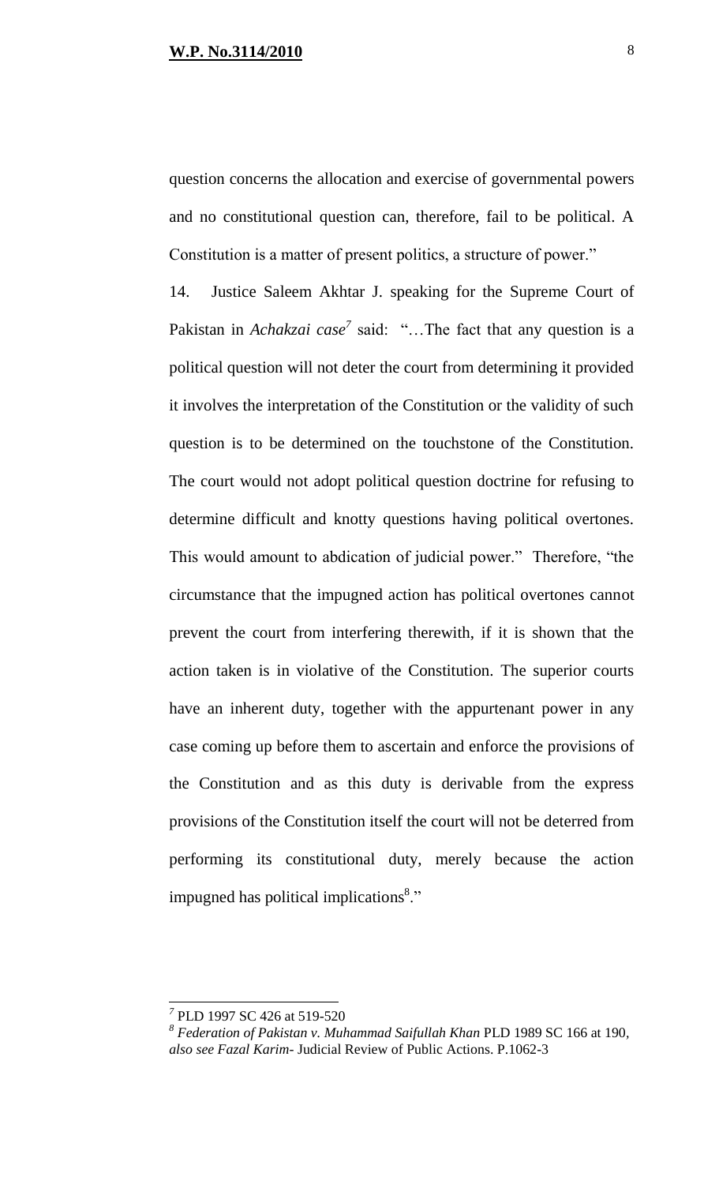question concerns the allocation and exercise of governmental powers and no constitutional question can, therefore, fail to be political. A Constitution is a matter of present politics, a structure of power."

14. Justice Saleem Akhtar J. speaking for the Supreme Court of Pakistan in *Achakzai case*[7] said: "…The fact that any question is a political question will not deter the court from determining it provided it involves the interpretation of the Constitution or the validity of such question is to be determined on the touchstone of the Constitution. The court would not adopt political question doctrine for refusing to determine difficult and knotty questions having political overtones. This would amount to abdication of judicial power." Therefore, "the circumstance that the impugned action has political overtones cannot prevent the court from interfering therewith, if it is shown that the action taken is in violative of the Constitution. The superior courts have an inherent duty, together with the appurtenant power in any case coming up before them to ascertain and enforce the provisions of the Constitution and as this duty is derivable from the express provisions of the Constitution itself the court will not be deterred from performing its constitutional duty, merely because the action impugned has political implications[8]."

---

[7] PLD 1997 SC 426 at 519-520

[8] *Federation of Pakistan v. Muhammad Saifullah Khan* PLD 1989 SC 166 at 190, *also see Fazal Karim*- Judicial Review of Public Actions. P.1062-3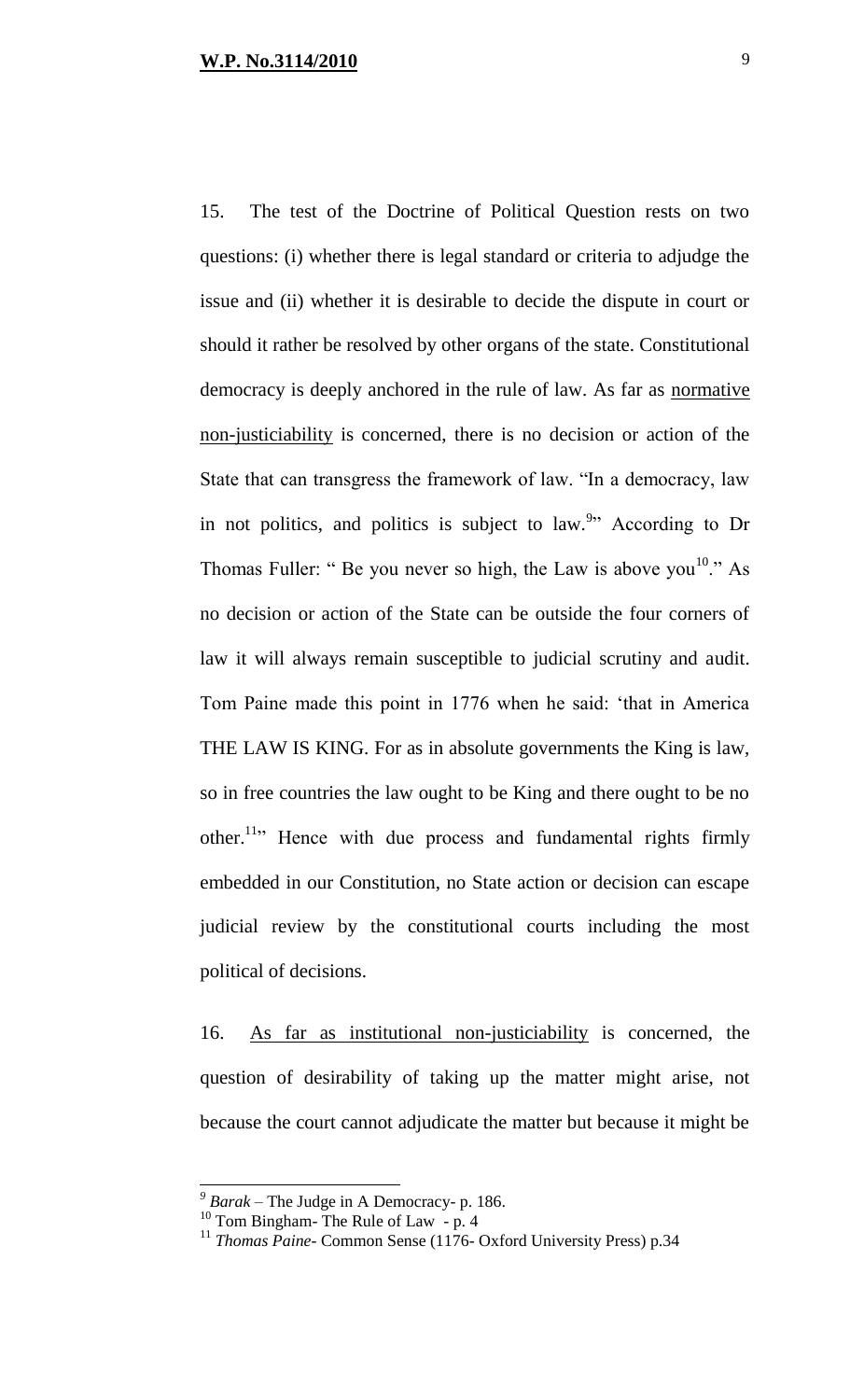15. The test of the Doctrine of Political Question rests on two questions: (i) whether there is legal standard or criteria to adjudge the issue and (ii) whether it is desirable to decide the dispute in court or should it rather be resolved by other organs of the state. Constitutional democracy is deeply anchored in the rule of law. As far as <u>normative non-justiciability</u> is concerned, there is no decision or action of the State that can transgress the framework of law. "In a democracy, law in not politics, and politics is subject to law.[9]" According to Dr Thomas Fuller: " Be you never so high, the Law is above you[10]." As no decision or action of the State can be outside the four corners of law it will always remain susceptible to judicial scrutiny and audit. Tom Paine made this point in 1776 when he said: 'that in America THE LAW IS KING. For as in absolute governments the King is law, so in free countries the law ought to be King and there ought to be no other.[11]" Hence with due process and fundamental rights firmly embedded in our Constitution, no State action or decision can escape judicial review by the constitutional courts including the most political of decisions.

16. <u>As far as institutional non-justiciability</u> is concerned, the question of desirability of taking up the matter might arise, not because the court cannot adjudicate the matter but because it might be

---

[9] *Barak* – The Judge in A Democracy- p. 186.

[10] Tom Bingham- The Rule of Law - p. 4

[11] *Thomas Paine*- Common Sense (1176- Oxford University Press) p.34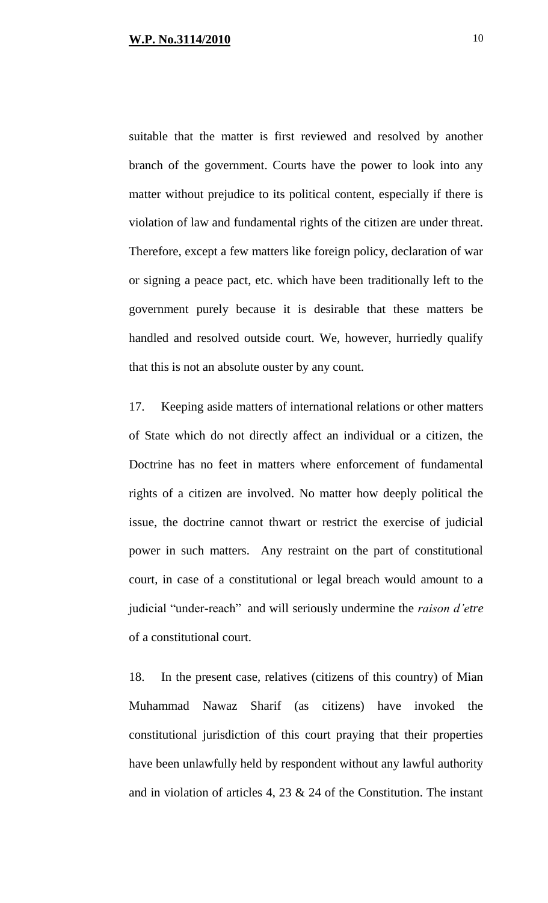suitable that the matter is first reviewed and resolved by another branch of the government. Courts have the power to look into any matter without prejudice to its political content, especially if there is violation of law and fundamental rights of the citizen are under threat. Therefore, except a few matters like foreign policy, declaration of war or signing a peace pact, etc. which have been traditionally left to the government purely because it is desirable that these matters be handled and resolved outside court. We, however, hurriedly qualify that this is not an absolute ouster by any count.

17. Keeping aside matters of international relations or other matters of State which do not directly affect an individual or a citizen, the Doctrine has no feet in matters where enforcement of fundamental rights of a citizen are involved. No matter how deeply political the issue, the doctrine cannot thwart or restrict the exercise of judicial power in such matters. Any restraint on the part of constitutional court, in case of a constitutional or legal breach would amount to a judicial "under-reach" and will seriously undermine the *raison d'etre* of a constitutional court.

18. In the present case, relatives (citizens of this country) of Mian Muhammad Nawaz Sharif (as citizens) have invoked the constitutional jurisdiction of this court praying that their properties have been unlawfully held by respondent without any lawful authority and in violation of articles 4, 23 & 24 of the Constitution. The instant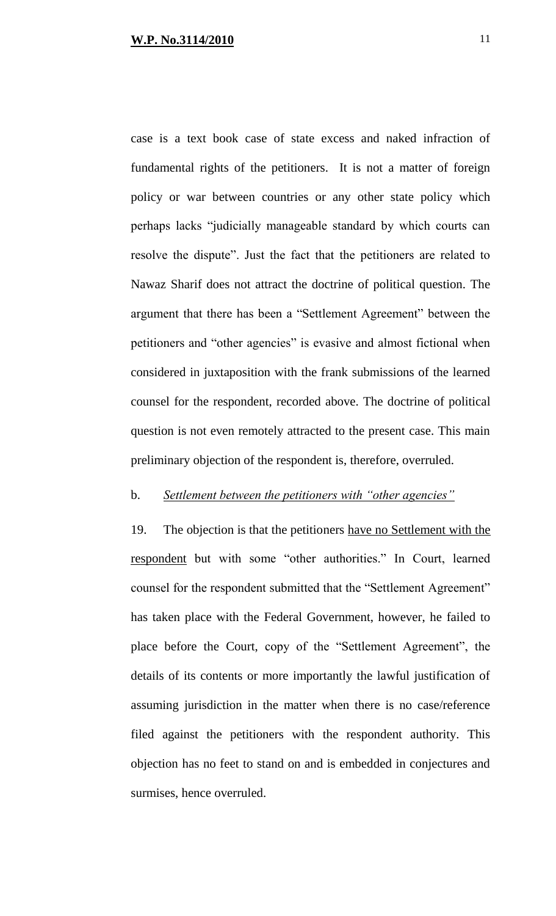case is a text book case of state excess and naked infraction of fundamental rights of the petitioners. It is not a matter of foreign policy or war between countries or any other state policy which perhaps lacks "judicially manageable standard by which courts can resolve the dispute". Just the fact that the petitioners are related to Nawaz Sharif does not attract the doctrine of political question. The argument that there has been a "Settlement Agreement" between the petitioners and "other agencies" is evasive and almost fictional when considered in juxtaposition with the frank submissions of the learned counsel for the respondent, recorded above. The doctrine of political question is not even remotely attracted to the present case. This main preliminary objection of the respondent is, therefore, overruled.

b. <u>*Settlement between the petitioners with "other agencies"*</u>

19. The objection is that the petitioners <u>have no Settlement with the respondent</u> but with some "other authorities." In Court, learned counsel for the respondent submitted that the "Settlement Agreement" has taken place with the Federal Government, however, he failed to place before the Court, copy of the "Settlement Agreement", the details of its contents or more importantly the lawful justification of assuming jurisdiction in the matter when there is no case/reference filed against the petitioners with the respondent authority. This objection has no feet to stand on and is embedded in conjectures and surmises, hence overruled.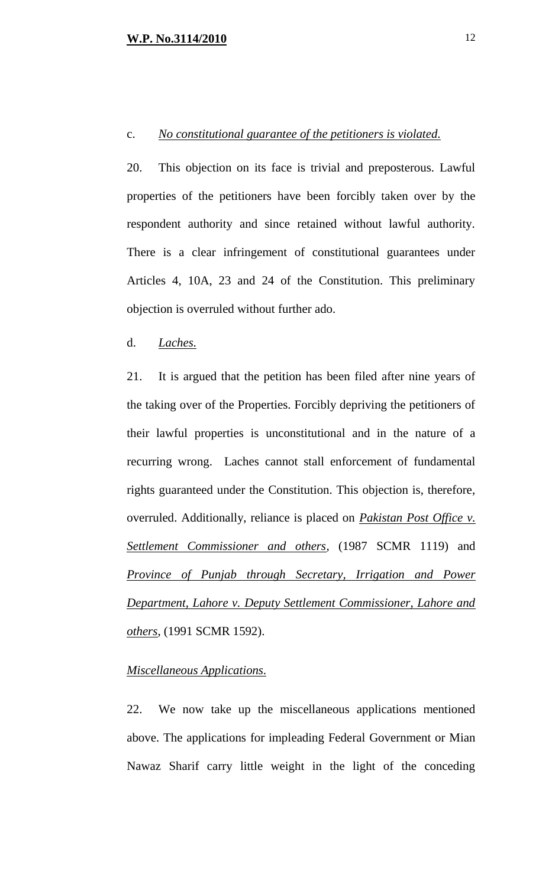c. *No constitutional guarantee of the petitioners is violated.*

20. This objection on its face is trivial and preposterous. Lawful properties of the petitioners have been forcibly taken over by the respondent authority and since retained without lawful authority. There is a clear infringement of constitutional guarantees under Articles 4, 10A, 23 and 24 of the Constitution. This preliminary objection is overruled without further ado.

d. *Laches.*

21. It is argued that the petition has been filed after nine years of the taking over of the Properties. Forcibly depriving the petitioners of their lawful properties is unconstitutional and in the nature of a recurring wrong. Laches cannot stall enforcement of fundamental rights guaranteed under the Constitution. This objection is, therefore, overruled. Additionally, reliance is placed on *Pakistan Post Office v. Settlement Commissioner and others*, (1987 SCMR 1119) and *Province of Punjab through Secretary, Irrigation and Power Department, Lahore v. Deputy Settlement Commissioner, Lahore and others*, (1991 SCMR 1592).

*Miscellaneous Applications.*

22. We now take up the miscellaneous applications mentioned above. The applications for impleading Federal Government or Mian Nawaz Sharif carry little weight in the light of the conceding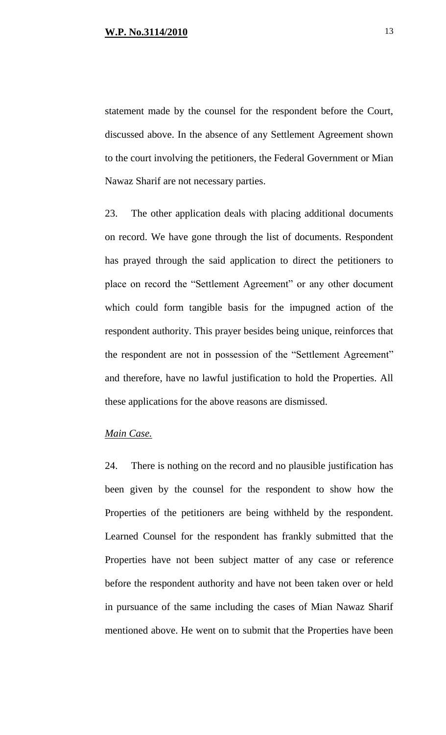statement made by the counsel for the respondent before the Court, discussed above. In the absence of any Settlement Agreement shown to the court involving the petitioners, the Federal Government or Mian Nawaz Sharif are not necessary parties.

23. The other application deals with placing additional documents on record. We have gone through the list of documents. Respondent has prayed through the said application to direct the petitioners to place on record the "Settlement Agreement" or any other document which could form tangible basis for the impugned action of the respondent authority. This prayer besides being unique, reinforces that the respondent are not in possession of the "Settlement Agreement" and therefore, have no lawful justification to hold the Properties. All these applications for the above reasons are dismissed.

*Main Case.*

24. There is nothing on the record and no plausible justification has been given by the counsel for the respondent to show how the Properties of the petitioners are being withheld by the respondent. Learned Counsel for the respondent has frankly submitted that the Properties have not been subject matter of any case or reference before the respondent authority and have not been taken over or held in pursuance of the same including the cases of Mian Nawaz Sharif mentioned above. He went on to submit that the Properties have been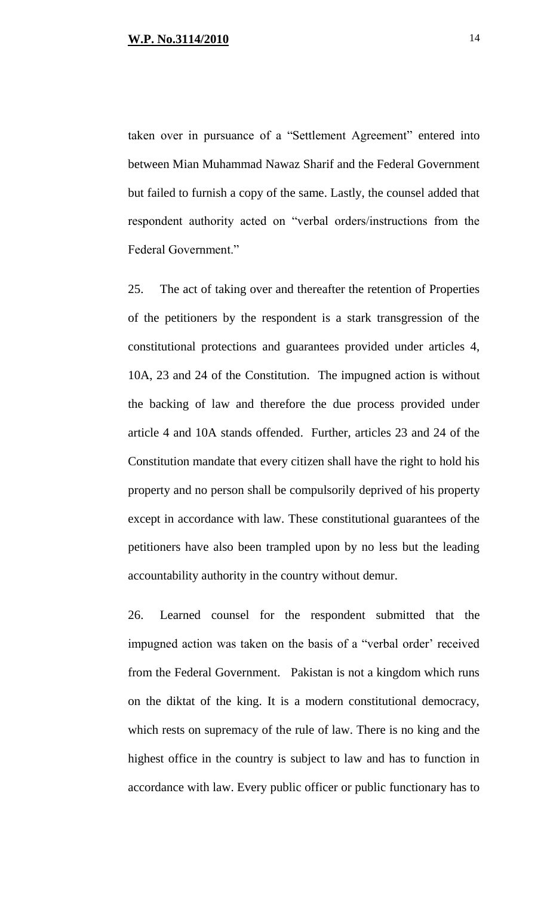taken over in pursuance of a "Settlement Agreement" entered into between Mian Muhammad Nawaz Sharif and the Federal Government but failed to furnish a copy of the same. Lastly, the counsel added that respondent authority acted on "verbal orders/instructions from the Federal Government."

25. The act of taking over and thereafter the retention of Properties of the petitioners by the respondent is a stark transgression of the constitutional protections and guarantees provided under articles 4, 10A, 23 and 24 of the Constitution. The impugned action is without the backing of law and therefore the due process provided under article 4 and 10A stands offended. Further, articles 23 and 24 of the Constitution mandate that every citizen shall have the right to hold his property and no person shall be compulsorily deprived of his property except in accordance with law. These constitutional guarantees of the petitioners have also been trampled upon by no less but the leading accountability authority in the country without demur.

26. Learned counsel for the respondent submitted that the impugned action was taken on the basis of a "verbal order' received from the Federal Government. Pakistan is not a kingdom which runs on the diktat of the king. It is a modern constitutional democracy, which rests on supremacy of the rule of law. There is no king and the highest office in the country is subject to law and has to function in accordance with law. Every public officer or public functionary has to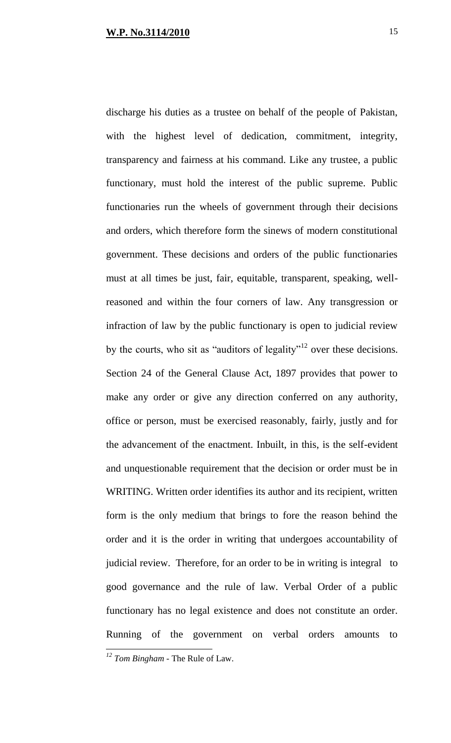discharge his duties as a trustee on behalf of the people of Pakistan, with the highest level of dedication, commitment, integrity, transparency and fairness at his command. Like any trustee, a public functionary, must hold the interest of the public supreme. Public functionaries run the wheels of government through their decisions and orders, which therefore form the sinews of modern constitutional government. These decisions and orders of the public functionaries must at all times be just, fair, equitable, transparent, speaking, well-reasoned and within the four corners of law. Any transgression or infraction of law by the public functionary is open to judicial review by the courts, who sit as "auditors of legality"[12] over these decisions. Section 24 of the General Clause Act, 1897 provides that power to make any order or give any direction conferred on any authority, office or person, must be exercised reasonably, fairly, justly and for the advancement of the enactment. Inbuilt, in this, is the self-evident and unquestionable requirement that the decision or order must be in WRITING. Written order identifies its author and its recipient, written form is the only medium that brings to fore the reason behind the order and it is the order in writing that undergoes accountability of judicial review. Therefore, for an order to be in writing is integral to good governance and the rule of law. Verbal Order of a public functionary has no legal existence and does not constitute an order. Running of the government on verbal orders amounts to

---

[12] *Tom Bingham* - The Rule of Law.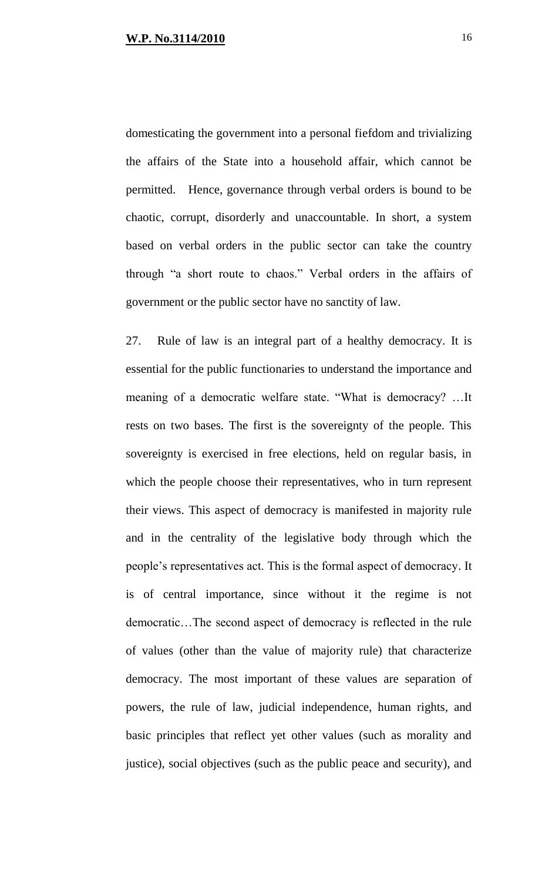domesticating the government into a personal fiefdom and trivializing the affairs of the State into a household affair, which cannot be permitted. Hence, governance through verbal orders is bound to be chaotic, corrupt, disorderly and unaccountable. In short, a system based on verbal orders in the public sector can take the country through "a short route to chaos." Verbal orders in the affairs of government or the public sector have no sanctity of law.

27. Rule of law is an integral part of a healthy democracy. It is essential for the public functionaries to understand the importance and meaning of a democratic welfare state. "What is democracy? …It rests on two bases. The first is the sovereignty of the people. This sovereignty is exercised in free elections, held on regular basis, in which the people choose their representatives, who in turn represent their views. This aspect of democracy is manifested in majority rule and in the centrality of the legislative body through which the people's representatives act. This is the formal aspect of democracy. It is of central importance, since without it the regime is not democratic…The second aspect of democracy is reflected in the rule of values (other than the value of majority rule) that characterize democracy. The most important of these values are separation of powers, the rule of law, judicial independence, human rights, and basic principles that reflect yet other values (such as morality and justice), social objectives (such as the public peace and security), and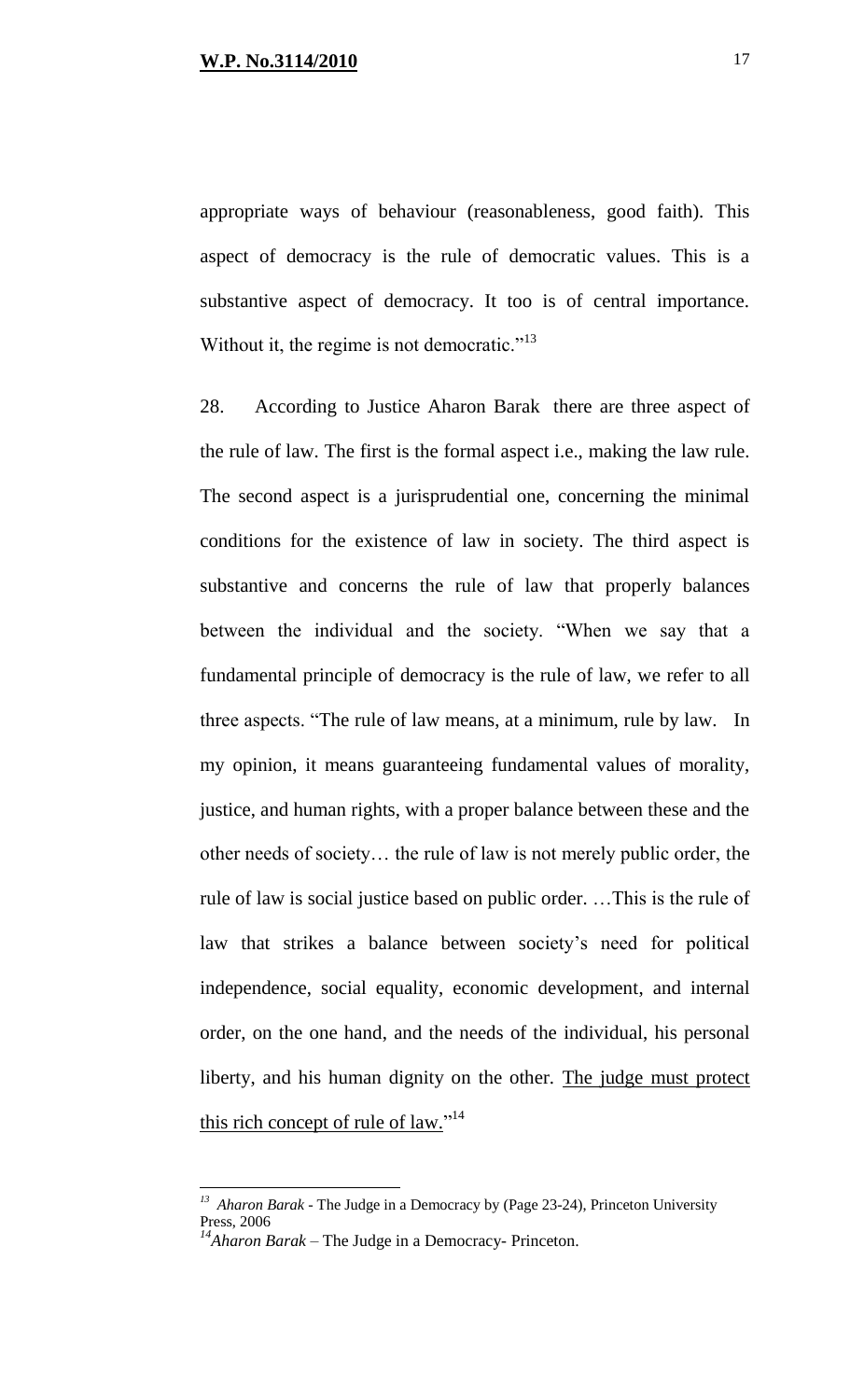appropriate ways of behaviour (reasonableness, good faith). This aspect of democracy is the rule of democratic values. This is a substantive aspect of democracy. It too is of central importance. Without it, the regime is not democratic."[13]

28. According to Justice Aharon Barak there are three aspect of the rule of law. The first is the formal aspect i.e., making the law rule. The second aspect is a jurisprudential one, concerning the minimal conditions for the existence of law in society. The third aspect is substantive and concerns the rule of law that properly balances between the individual and the society. "When we say that a fundamental principle of democracy is the rule of law, we refer to all three aspects. "The rule of law means, at a minimum, rule by law. In my opinion, it means guaranteeing fundamental values of morality, justice, and human rights, with a proper balance between these and the other needs of society… the rule of law is not merely public order, the rule of law is social justice based on public order. …This is the rule of law that strikes a balance between society's need for political independence, social equality, economic development, and internal order, on the one hand, and the needs of the individual, his personal liberty, and his human dignity on the other. <u>The judge must protect this rich concept of rule of law.</u>"[14]

---

[13] *Aharon Barak* - The Judge in a Democracy by (Page 23-24), Princeton University Press, 2006

[14] *Aharon Barak* – The Judge in a Democracy- Princeton.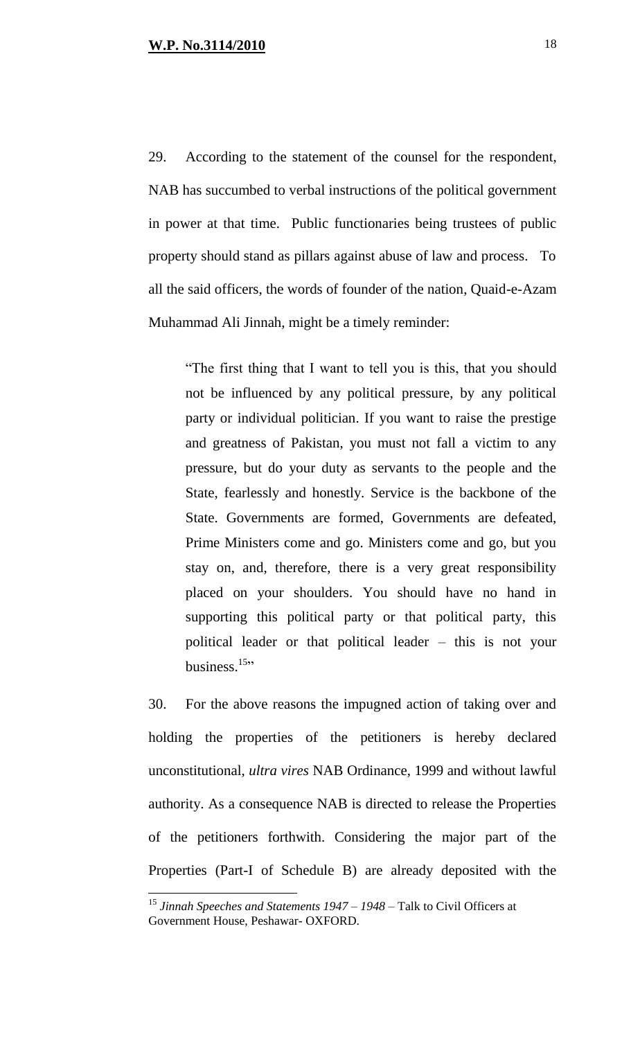29. According to the statement of the counsel for the respondent, NAB has succumbed to verbal instructions of the political government in power at that time. Public functionaries being trustees of public property should stand as pillars against abuse of law and process. To all the said officers, the words of founder of the nation, Quaid-e-Azam Muhammad Ali Jinnah, might be a timely reminder:

> "The first thing that I want to tell you is this, that you should not be influenced by any political pressure, by any political party or individual politician. If you want to raise the prestige and greatness of Pakistan, you must not fall a victim to any pressure, but do your duty as servants to the people and the State, fearlessly and honestly. Service is the backbone of the State. Governments are formed, Governments are defeated, Prime Ministers come and go. Ministers come and go, but you stay on, and, therefore, there is a very great responsibility placed on your shoulders. You should have no hand in supporting this political party or that political party, this political leader or that political leader – this is not your business.[15]"

30. For the above reasons the impugned action of taking over and holding the properties of the petitioners is hereby declared unconstitutional, *ultra vires* NAB Ordinance, 1999 and without lawful authority. As a consequence NAB is directed to release the Properties of the petitioners forthwith. Considering the major part of the Properties (Part-I of Schedule B) are already deposited with the

[15] *Jinnah Speeches and Statements 1947 – 1948* – Talk to Civil Officers at Government House, Peshawar- OXFORD.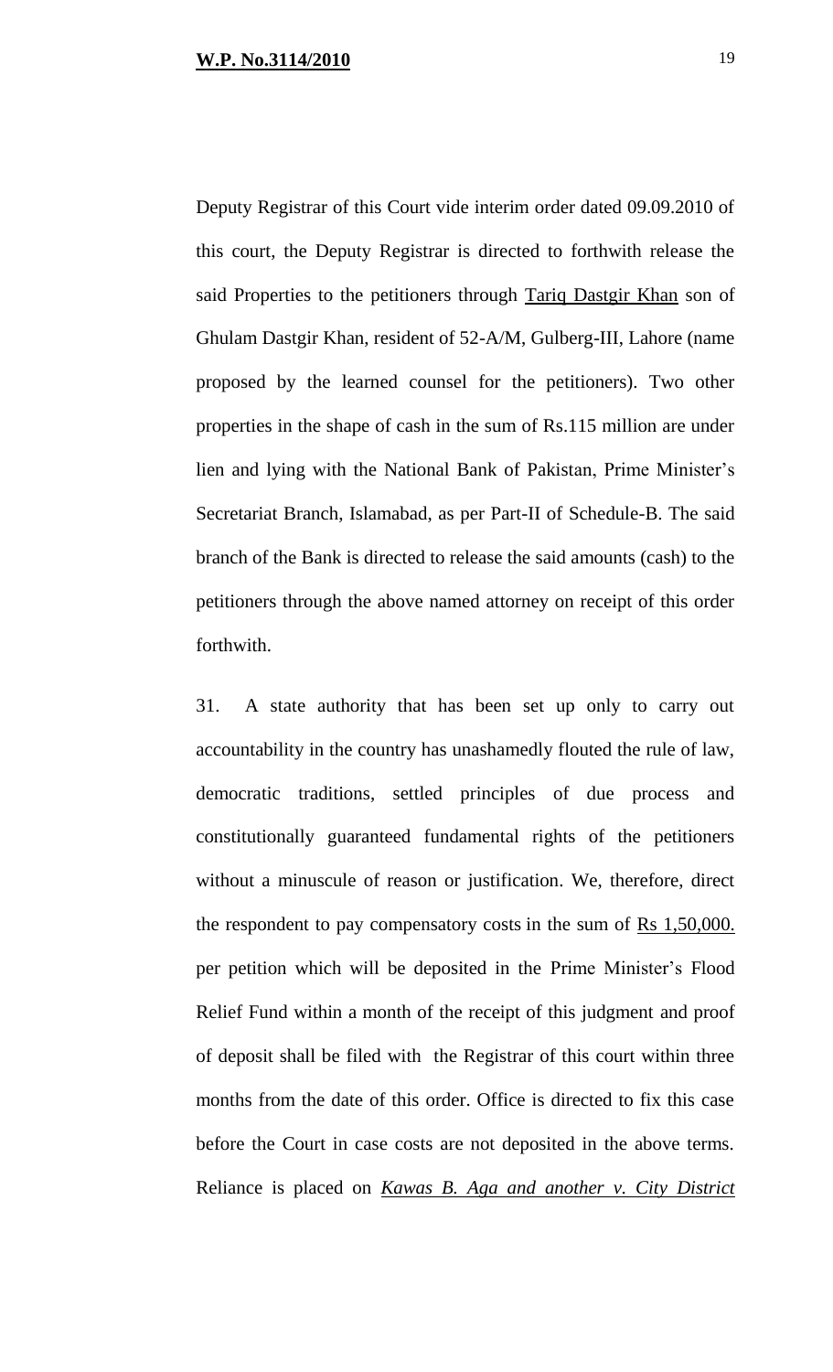Deputy Registrar of this Court vide interim order dated 09.09.2010 of this court, the Deputy Registrar is directed to forthwith release the said Properties to the petitioners through Tariq Dastgir Khan son of Ghulam Dastgir Khan, resident of 52-A/M, Gulberg-III, Lahore (name proposed by the learned counsel for the petitioners). Two other properties in the shape of cash in the sum of Rs.115 million are under lien and lying with the National Bank of Pakistan, Prime Minister's Secretariat Branch, Islamabad, as per Part-II of Schedule-B. The said branch of the Bank is directed to release the said amounts (cash) to the petitioners through the above named attorney on receipt of this order forthwith.

31. A state authority that has been set up only to carry out accountability in the country has unashamedly flouted the rule of law, democratic traditions, settled principles of due process and constitutionally guaranteed fundamental rights of the petitioners without a minuscule of reason or justification. We, therefore, direct the respondent to pay compensatory costs in the sum of Rs 1,50,000. per petition which will be deposited in the Prime Minister's Flood Relief Fund within a month of the receipt of this judgment and proof of deposit shall be filed with the Registrar of this court within three months from the date of this order. Office is directed to fix this case before the Court in case costs are not deposited in the above terms. Reliance is placed on *Kawas B. Aga and another v. City District*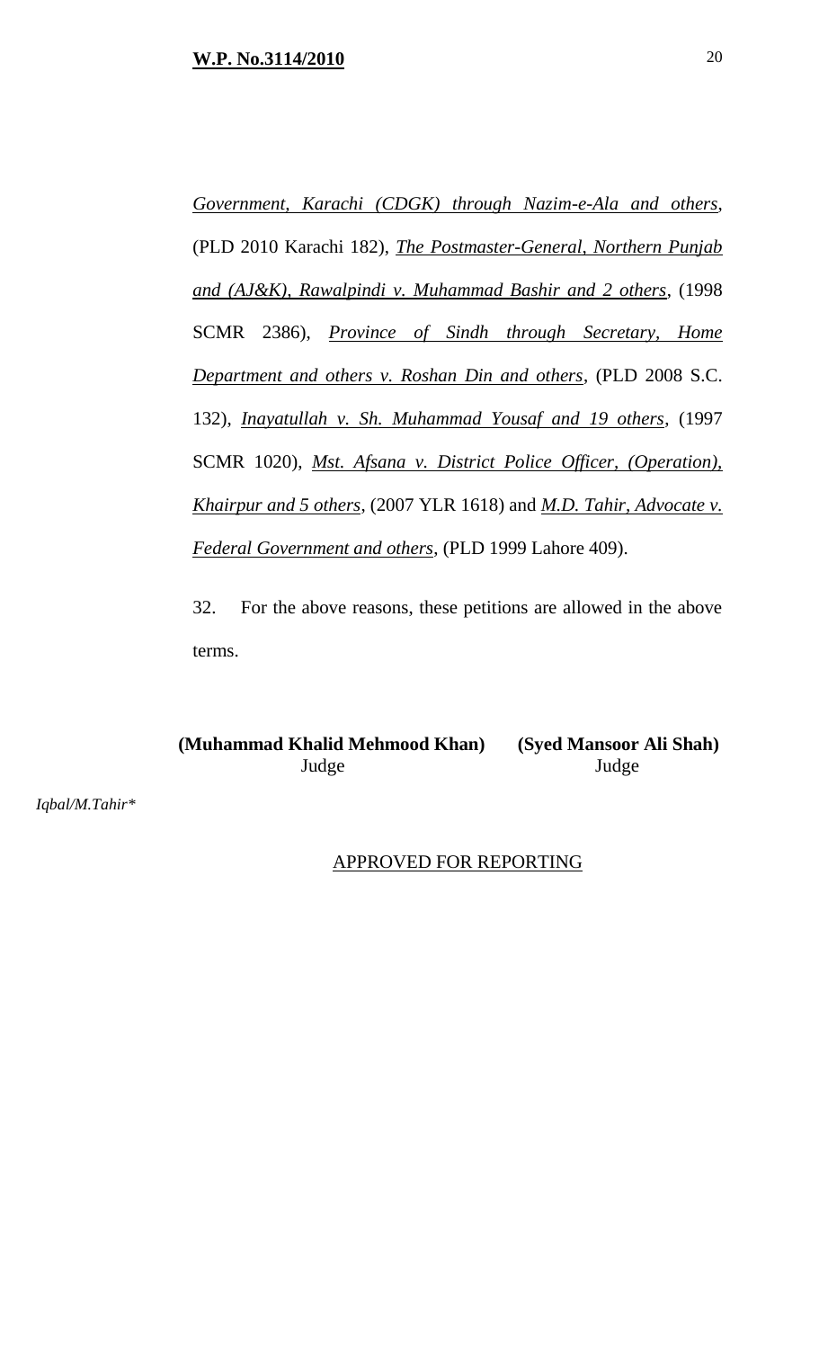*Government, Karachi (CDGK) through Nazim-e-Ala and others*, (PLD 2010 Karachi 182), *The Postmaster-General, Northern Punjab and (AJ&K), Rawalpindi v. Muhammad Bashir and 2 others*, (1998 SCMR 2386), *Province of Sindh through Secretary, Home Department and others v. Roshan Din and others*, (PLD 2008 S.C. 132), *Inayatullah v. Sh. Muhammad Yousaf and 19 others*, (1997 SCMR 1020), *Mst. Afsana v. District Police Officer, (Operation), Khairpur and 5 others*, (2007 YLR 1618) and *M.D. Tahir, Advocate v. Federal Government and others*, (PLD 1999 Lahore 409).

32. For the above reasons, these petitions are allowed in the above terms.

**(Muhammad Khalid Mehmood Khan)**
Judge

**(Syed Mansoor Ali Shah)**
Judge

*Iqbal/M.Tahir**

APPROVED FOR REPORTING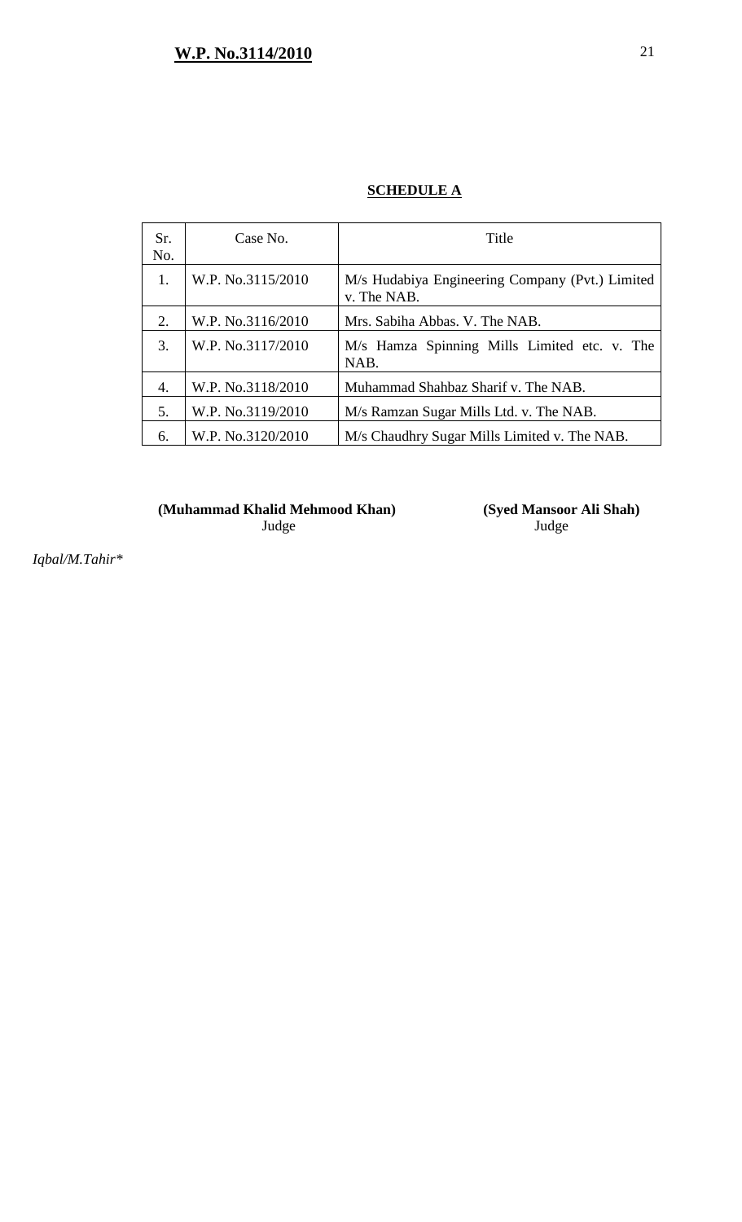**SCHEDULE A**

| Sr. No. | Case No. | Title |
|---|---|---|
| 1. | W.P. No.3115/2010 | M/s Hudabiya Engineering Company (Pvt.) Limited v. The NAB. |
| 2. | W.P. No.3116/2010 | Mrs. Sabiha Abbas. V. The NAB. |
| 3. | W.P. No.3117/2010 | M/s Hamza Spinning Mills Limited etc. v. The NAB. |
| 4. | W.P. No.3118/2010 | Muhammad Shahbaz Sharif v. The NAB. |
| 5. | W.P. No.3119/2010 | M/s Ramzan Sugar Mills Ltd. v. The NAB. |
| 6. | W.P. No.3120/2010 | M/s Chaudhry Sugar Mills Limited v. The NAB. |

**(Muhammad Khalid Mehmood Khan)**
Judge

**(Syed Mansoor Ali Shah)**
Judge

*Iqbal/M.Tahir**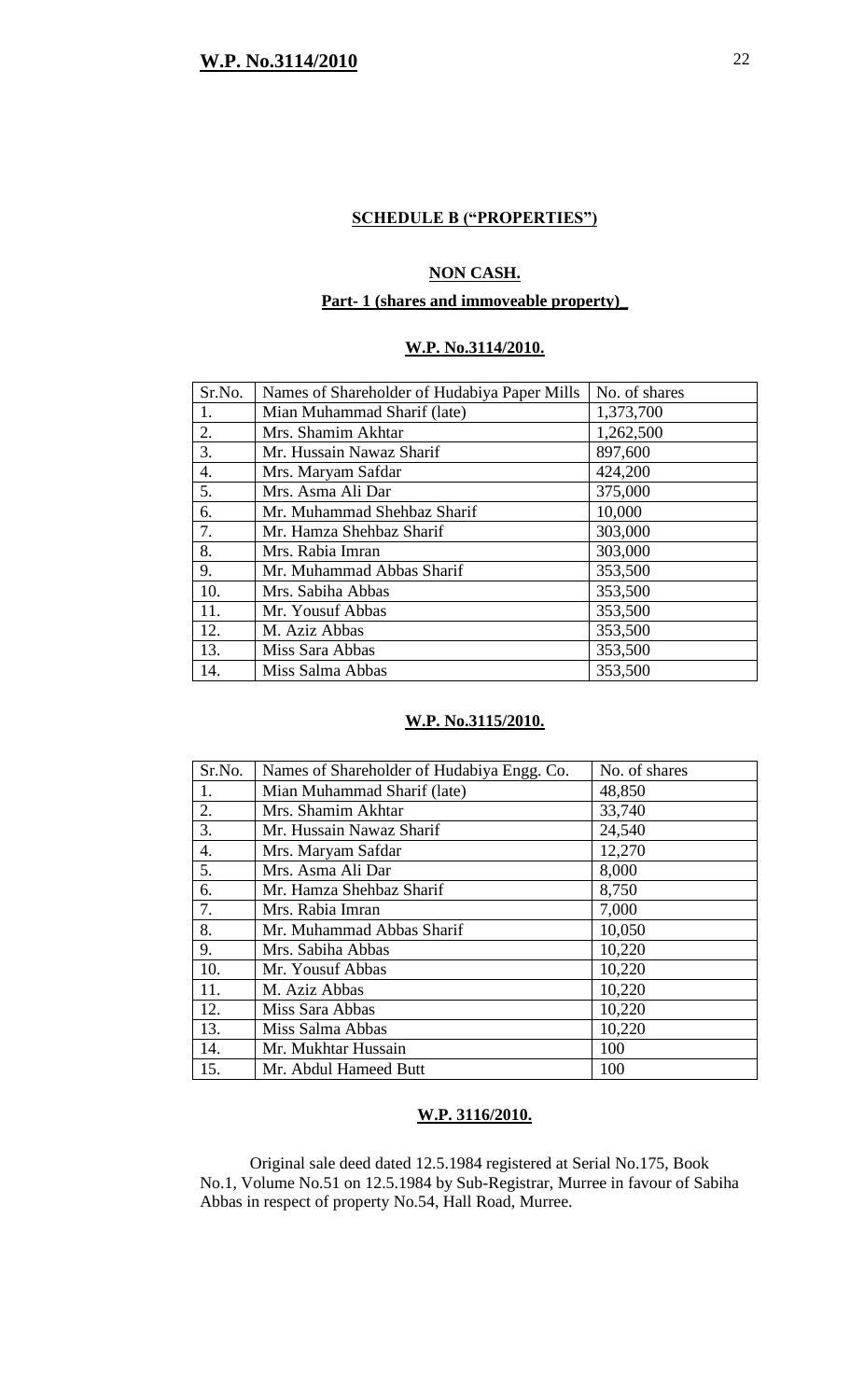**SCHEDULE B ("PROPERTIES")**

**NON CASH.**

**Part- 1 (shares and immoveable property)**

**W.P. No.3114/2010.**

| Sr.No. | Names of Shareholder of Hudabiya Paper Mills | No. of shares |
|---|---|---|
| 1. | Mian Muhammad Sharif (late) | 1,373,700 |
| 2. | Mrs. Shamim Akhtar | 1,262,500 |
| 3. | Mr. Hussain Nawaz Sharif | 897,600 |
| 4. | Mrs. Maryam Safdar | 424,200 |
| 5. | Mrs. Asma Ali Dar | 375,000 |
| 6. | Mr. Muhammad Shehbaz Sharif | 10,000 |
| 7. | Mr. Hamza Shehbaz Sharif | 303,000 |
| 8. | Mrs. Rabia Imran | 303,000 |
| 9. | Mr. Muhammad Abbas Sharif | 353,500 |
| 10. | Mrs. Sabiha Abbas | 353,500 |
| 11. | Mr. Yousuf Abbas | 353,500 |
| 12. | M. Aziz Abbas | 353,500 |
| 13. | Miss Sara Abbas | 353,500 |
| 14. | Miss Salma Abbas | 353,500 |

**W.P. No.3115/2010.**

| Sr.No. | Names of Shareholder of Hudabiya Engg. Co. | No. of shares |
|---|---|---|
| 1. | Mian Muhammad Sharif (late) | 48,850 |
| 2. | Mrs. Shamim Akhtar | 33,740 |
| 3. | Mr. Hussain Nawaz Sharif | 24,540 |
| 4. | Mrs. Maryam Safdar | 12,270 |
| 5. | Mrs. Asma Ali Dar | 8,000 |
| 6. | Mr. Hamza Shehbaz Sharif | 8,750 |
| 7. | Mrs. Rabia Imran | 7,000 |
| 8. | Mr. Muhammad Abbas Sharif | 10,050 |
| 9. | Mrs. Sabiha Abbas | 10,220 |
| 10. | Mr. Yousuf Abbas | 10,220 |
| 11. | M. Aziz Abbas | 10,220 |
| 12. | Miss Sara Abbas | 10,220 |
| 13. | Miss Salma Abbas | 10,220 |
| 14. | Mr. Mukhtar Hussain | 100 |
| 15. | Mr. Abdul Hameed Butt | 100 |

**W.P. 3116/2010.**

Original sale deed dated 12.5.1984 registered at Serial No.175, Book No.1, Volume No.51 on 12.5.1984 by Sub-Registrar, Murree in favour of Sabiha Abbas in respect of property No.54, Hall Road, Murree.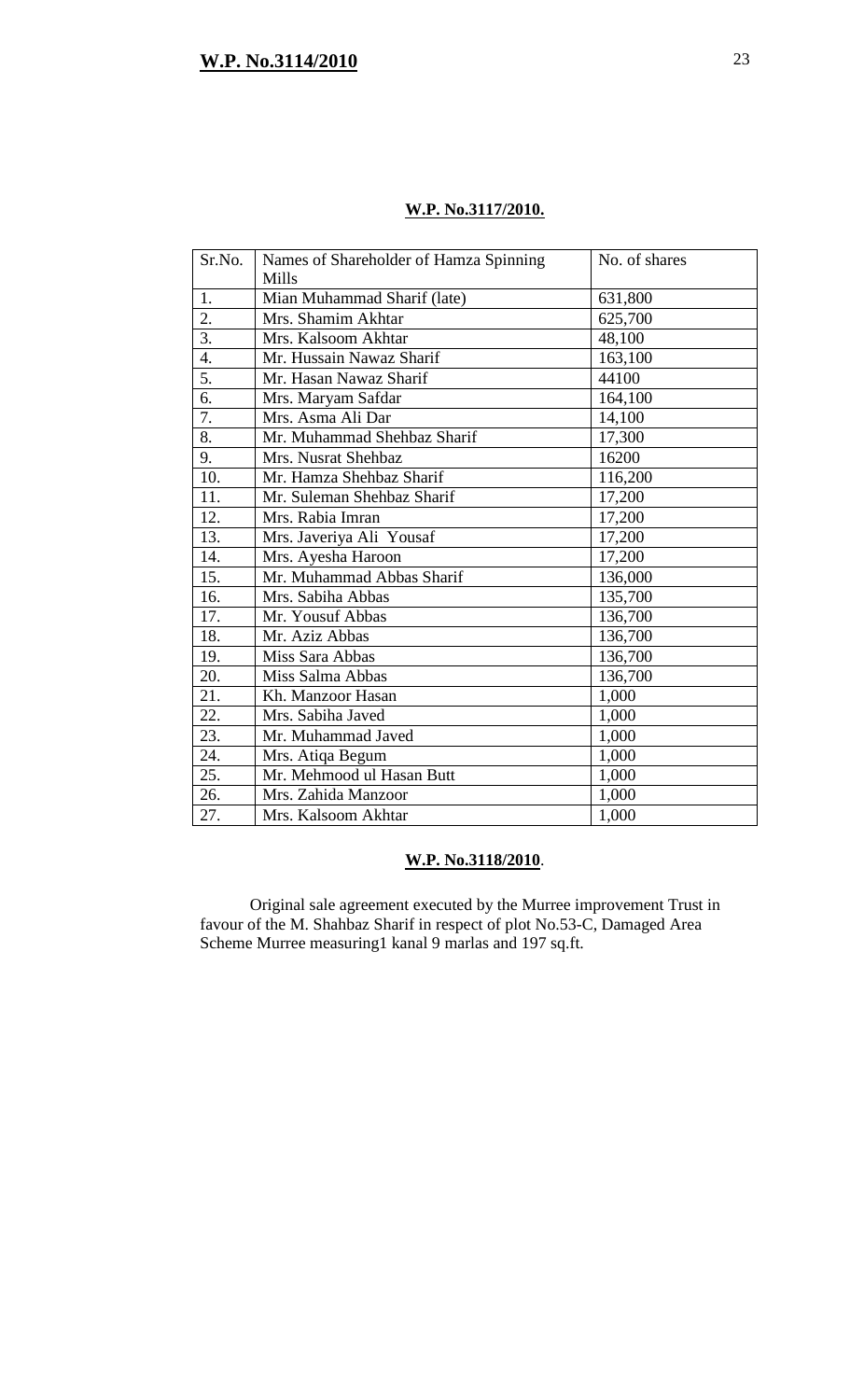**W.P. No.3117/2010.**

| Sr.No. | Names of Shareholder of Hamza Spinning Mills | No. of shares |
|---|---|---|
| 1. | Mian Muhammad Sharif (late) | 631,800 |
| 2. | Mrs. Shamim Akhtar | 625,700 |
| 3. | Mrs. Kalsoom Akhtar | 48,100 |
| 4. | Mr. Hussain Nawaz Sharif | 163,100 |
| 5. | Mr. Hasan Nawaz Sharif | 44100 |
| 6. | Mrs. Maryam Safdar | 164,100 |
| 7. | Mrs. Asma Ali Dar | 14,100 |
| 8. | Mr. Muhammad Shehbaz Sharif | 17,300 |
| 9. | Mrs. Nusrat Shehbaz | 16200 |
| 10. | Mr. Hamza Shehbaz Sharif | 116,200 |
| 11. | Mr. Suleman Shehbaz Sharif | 17,200 |
| 12. | Mrs. Rabia Imran | 17,200 |
| 13. | Mrs. Javeriya Ali Yousaf | 17,200 |
| 14. | Mrs. Ayesha Haroon | 17,200 |
| 15. | Mr. Muhammad Abbas Sharif | 136,000 |
| 16. | Mrs. Sabiha Abbas | 135,700 |
| 17. | Mr. Yousuf Abbas | 136,700 |
| 18. | Mr. Aziz Abbas | 136,700 |
| 19. | Miss Sara Abbas | 136,700 |
| 20. | Miss Salma Abbas | 136,700 |
| 21. | Kh. Manzoor Hasan | 1,000 |
| 22. | Mrs. Sabiha Javed | 1,000 |
| 23. | Mr. Muhammad Javed | 1,000 |
| 24. | Mrs. Atiqa Begum | 1,000 |
| 25. | Mr. Mehmood ul Hasan Butt | 1,000 |
| 26. | Mrs. Zahida Manzoor | 1,000 |
| 27. | Mrs. Kalsoom Akhtar | 1,000 |

**W.P. No.3118/2010**.

Original sale agreement executed by the Murree improvement Trust in favour of the M. Shahbaz Sharif in respect of plot No.53-C, Damaged Area Scheme Murree measuring1 kanal 9 marlas and 197 sq.ft.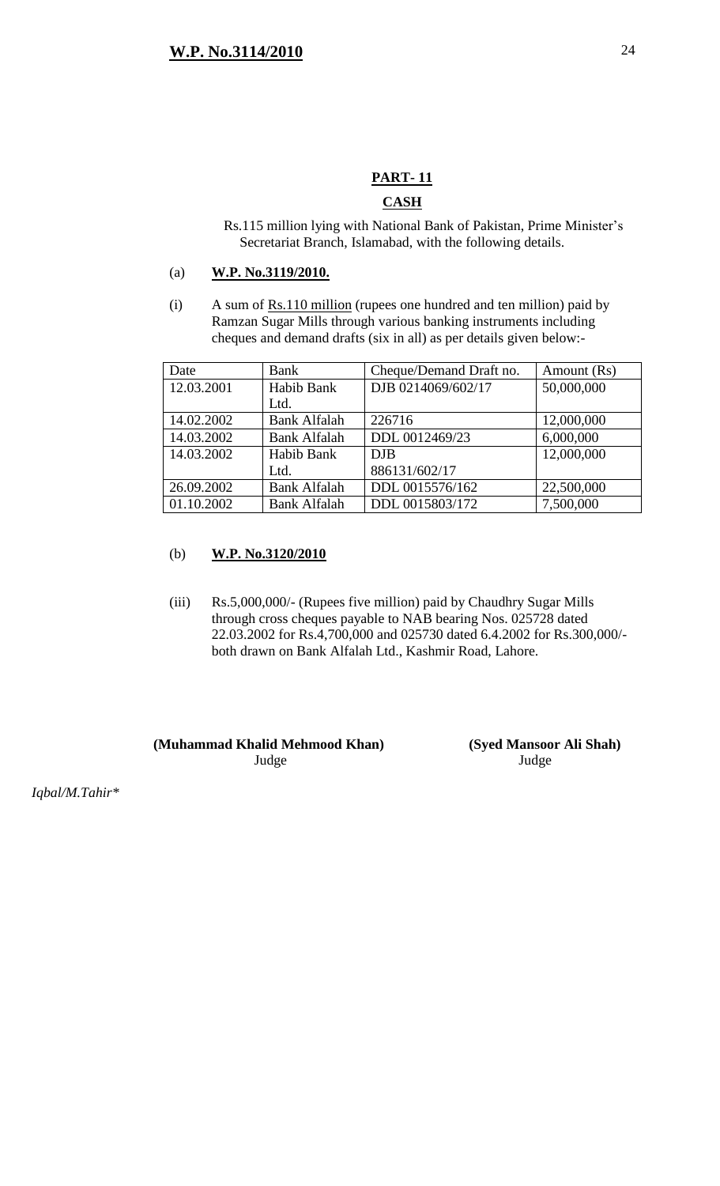## PART- 11

## CASH

Rs.115 million lying with National Bank of Pakistan, Prime Minister's Secretariat Branch, Islamabad, with the following details.

(a) **W.P. No.3119/2010.**

(i) A sum of Rs.110 million (rupees one hundred and ten million) paid by Ramzan Sugar Mills through various banking instruments including cheques and demand drafts (six in all) as per details given below:-

| Date | Bank | Cheque/Demand Draft no. | Amount (Rs) |
|---|---|---|---|
| 12.03.2001 | Habib Bank Ltd. | DJB 0214069/602/17 | 50,000,000 |
| 14.02.2002 | Bank Alfalah | 226716 | 12,000,000 |
| 14.03.2002 | Bank Alfalah | DDL 0012469/23 | 6,000,000 |
| 14.03.2002 | Habib Bank Ltd. | DJB 886131/602/17 | 12,000,000 |
| 26.09.2002 | Bank Alfalah | DDL 0015576/162 | 22,500,000 |
| 01.10.2002 | Bank Alfalah | DDL 0015803/172 | 7,500,000 |

(b) **W.P. No.3120/2010**

(iii) Rs.5,000,000/- (Rupees five million) paid by Chaudhry Sugar Mills through cross cheques payable to NAB bearing Nos. 025728 dated 22.03.2002 for Rs.4,700,000 and 025730 dated 6.4.2002 for Rs.300,000/- both drawn on Bank Alfalah Ltd., Kashmir Road, Lahore.

**(Muhammad Khalid Mehmood Khan)**
Judge

**(Syed Mansoor Ali Shah)**
Judge

*Iqbal/M.Tahir**